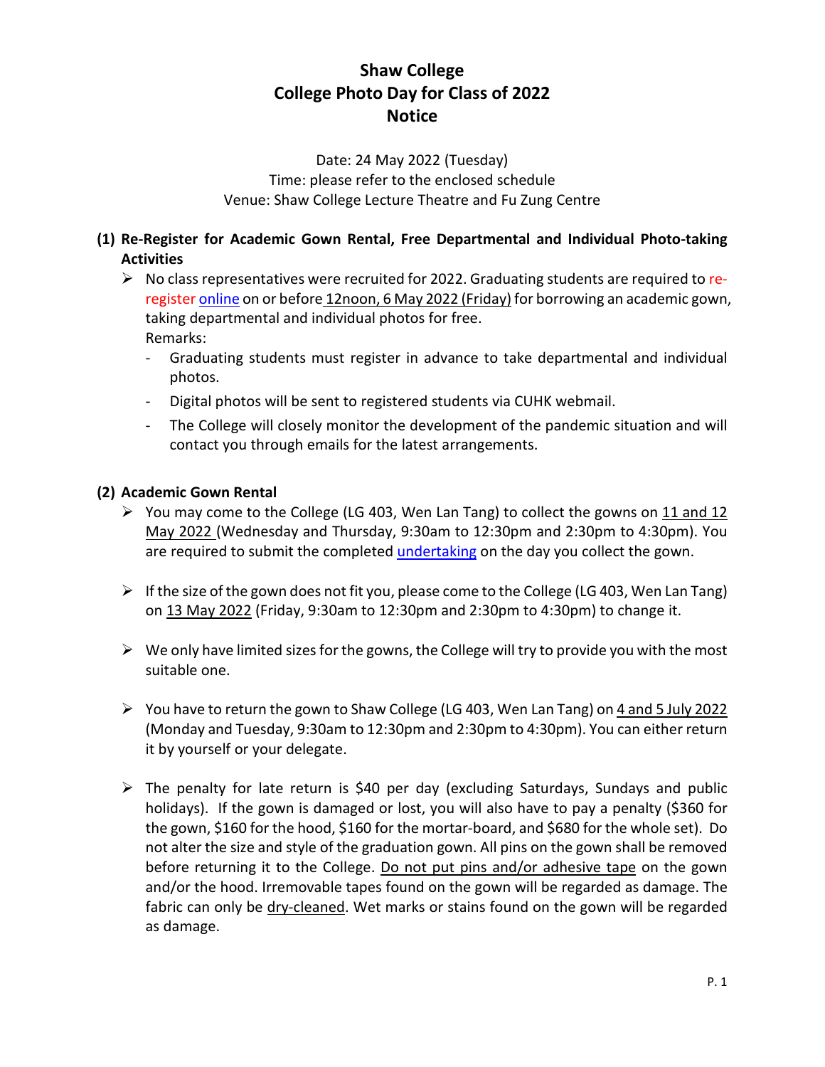# Shaw College
# College Photo Day for Class of 2022
# Notice

Date: 24 May 2022 (Tuesday)
Time: please refer to the enclosed schedule
Venue: Shaw College Lecture Theatre and Fu Zung Centre

## (1) Re-Register for Academic Gown Rental, Free Departmental and Individual Photo-taking Activities

- No class representatives were recruited for 2022. Graduating students are required to re-register online on or before 12noon, 6 May 2022 (Friday) for borrowing an academic gown, taking departmental and individual photos for free.
  Remarks:
  - Graduating students must register in advance to take departmental and individual photos.
  - Digital photos will be sent to registered students via CUHK webmail.
  - The College will closely monitor the development of the pandemic situation and will contact you through emails for the latest arrangements.

## (2) Academic Gown Rental

- You may come to the College (LG 403, Wen Lan Tang) to collect the gowns on 11 and 12 May 2022 (Wednesday and Thursday, 9:30am to 12:30pm and 2:30pm to 4:30pm). You are required to submit the completed undertaking on the day you collect the gown.

- If the size of the gown does not fit you, please come to the College (LG 403, Wen Lan Tang) on 13 May 2022 (Friday, 9:30am to 12:30pm and 2:30pm to 4:30pm) to change it.

- We only have limited sizes for the gowns, the College will try to provide you with the most suitable one.

- You have to return the gown to Shaw College (LG 403, Wen Lan Tang) on 4 and 5 July 2022 (Monday and Tuesday, 9:30am to 12:30pm and 2:30pm to 4:30pm). You can either return it by yourself or your delegate.

- The penalty for late return is $40 per day (excluding Saturdays, Sundays and public holidays). If the gown is damaged or lost, you will also have to pay a penalty ($360 for the gown, $160 for the hood, $160 for the mortar-board, and $680 for the whole set). Do not alter the size and style of the graduation gown. All pins on the gown shall be removed before returning it to the College. Do not put pins and/or adhesive tape on the gown and/or the hood. Irremovable tapes found on the gown will be regarded as damage. The fabric can only be dry-cleaned. Wet marks or stains found on the gown will be regarded as damage.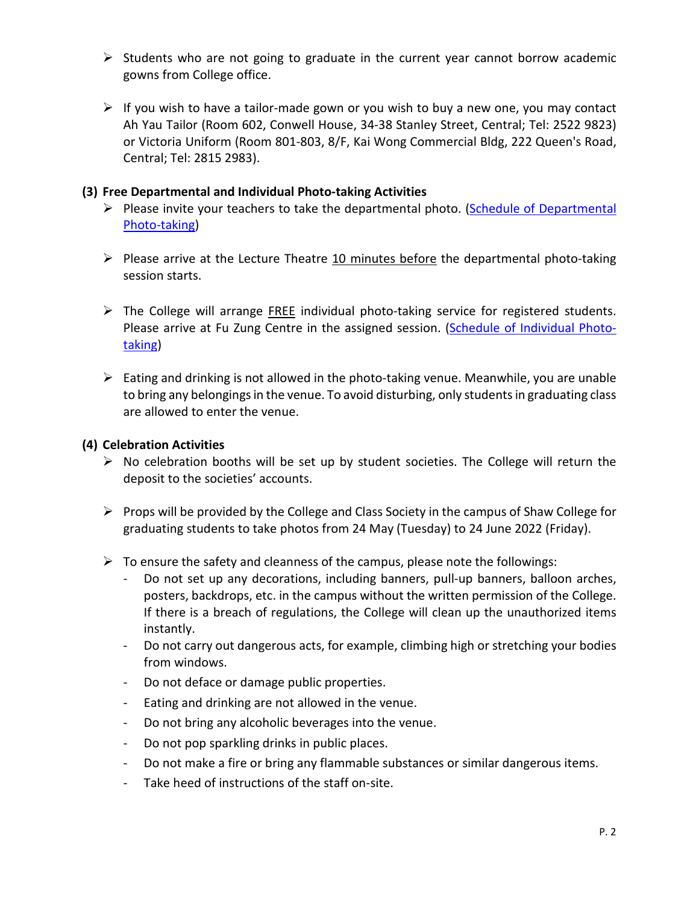- Students who are not going to graduate in the current year cannot borrow academic gowns from College office.

- If you wish to have a tailor-made gown or you wish to buy a new one, you may contact Ah Yau Tailor (Room 602, Conwell House, 34-38 Stanley Street, Central; Tel: 2522 9823) or Victoria Uniform (Room 801-803, 8/F, Kai Wong Commercial Bldg, 222 Queen's Road, Central; Tel: 2815 2983).

**(3) Free Departmental and Individual Photo-taking Activities**

- Please invite your teachers to take the departmental photo. (Schedule of Departmental Photo-taking)

- Please arrive at the Lecture Theatre <u>10 minutes before</u> the departmental photo-taking session starts.

- The College will arrange <u>FREE</u> individual photo-taking service for registered students. Please arrive at Fu Zung Centre in the assigned session. (Schedule of Individual Photo-taking)

- Eating and drinking is not allowed in the photo-taking venue. Meanwhile, you are unable to bring any belongings in the venue. To avoid disturbing, only students in graduating class are allowed to enter the venue.

**(4) Celebration Activities**

- No celebration booths will be set up by student societies. The College will return the deposit to the societies' accounts.

- Props will be provided by the College and Class Society in the campus of Shaw College for graduating students to take photos from 24 May (Tuesday) to 24 June 2022 (Friday).

- To ensure the safety and cleanness of the campus, please note the followings:
  - Do not set up any decorations, including banners, pull-up banners, balloon arches, posters, backdrops, etc. in the campus without the written permission of the College. If there is a breach of regulations, the College will clean up the unauthorized items instantly.
  - Do not carry out dangerous acts, for example, climbing high or stretching your bodies from windows.
  - Do not deface or damage public properties.
  - Eating and drinking are not allowed in the venue.
  - Do not bring any alcoholic beverages into the venue.
  - Do not pop sparkling drinks in public places.
  - Do not make a fire or bring any flammable substances or similar dangerous items.
  - Take heed of instructions of the staff on-site.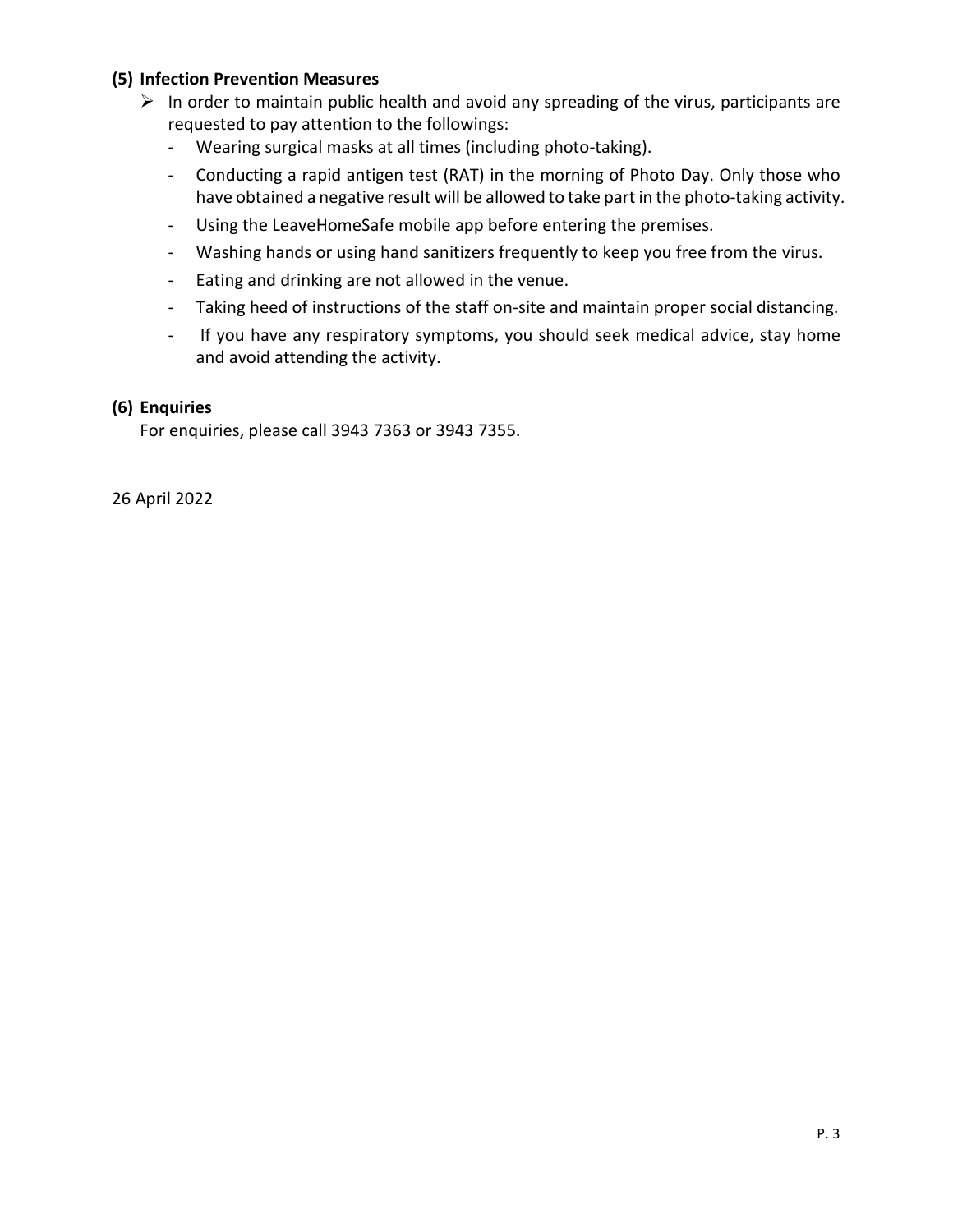### (5) Infection Prevention Measures

- In order to maintain public health and avoid any spreading of the virus, participants are requested to pay attention to the followings:
  - Wearing surgical masks at all times (including photo-taking).
  - Conducting a rapid antigen test (RAT) in the morning of Photo Day. Only those who have obtained a negative result will be allowed to take part in the photo-taking activity.
  - Using the LeaveHomeSafe mobile app before entering the premises.
  - Washing hands or using hand sanitizers frequently to keep you free from the virus.
  - Eating and drinking are not allowed in the venue.
  - Taking heed of instructions of the staff on-site and maintain proper social distancing.
  - If you have any respiratory symptoms, you should seek medical advice, stay home and avoid attending the activity.

### (6) Enquiries

For enquiries, please call 3943 7363 or 3943 7355.

26 April 2022